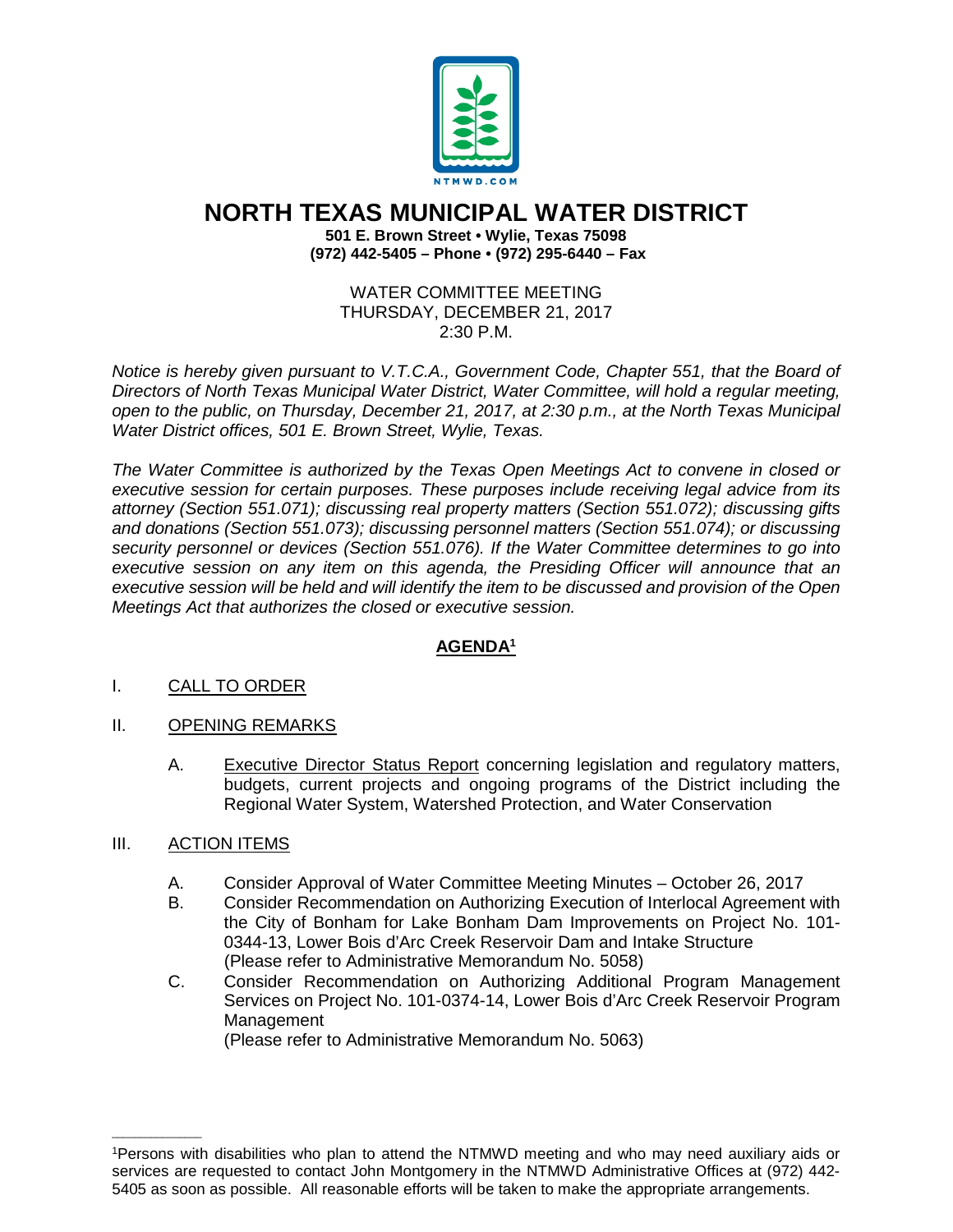# NORTH TEXAS MUNICIPAL WATER DISTRICT

**501 E. Brown Street • Wylie, Texas 75098**
**(972) 442-5405 – Phone • (972) 295-6440 – Fax**

WATER COMMITTEE MEETING
THURSDAY, DECEMBER 21, 2017
2:30 P.M.

*Notice is hereby given pursuant to V.T.C.A., Government Code, Chapter 551, that the Board of Directors of North Texas Municipal Water District, Water Committee, will hold a regular meeting, open to the public, on Thursday, December 21, 2017, at 2:30 p.m., at the North Texas Municipal Water District offices, 501 E. Brown Street, Wylie, Texas.*

*The Water Committee is authorized by the Texas Open Meetings Act to convene in closed or executive session for certain purposes. These purposes include receiving legal advice from its attorney (Section 551.071); discussing real property matters (Section 551.072); discussing gifts and donations (Section 551.073); discussing personnel matters (Section 551.074); or discussing security personnel or devices (Section 551.076). If the Water Committee determines to go into executive session on any item on this agenda, the Presiding Officer will announce that an executive session will be held and will identify the item to be discussed and provision of the Open Meetings Act that authorizes the closed or executive session.*

## AGENDA[1]

I. CALL TO ORDER

II. OPENING REMARKS

A. Executive Director Status Report concerning legislation and regulatory matters, budgets, current projects and ongoing programs of the District including the Regional Water System, Watershed Protection, and Water Conservation

III. ACTION ITEMS

A. Consider Approval of Water Committee Meeting Minutes – October 26, 2017

B. Consider Recommendation on Authorizing Execution of Interlocal Agreement with the City of Bonham for Lake Bonham Dam Improvements on Project No. 101-0344-13, Lower Bois d'Arc Creek Reservoir Dam and Intake Structure
(Please refer to Administrative Memorandum No. 5058)

C. Consider Recommendation on Authorizing Additional Program Management Services on Project No. 101-0374-14, Lower Bois d'Arc Creek Reservoir Program Management
(Please refer to Administrative Memorandum No. 5063)

---

[1]Persons with disabilities who plan to attend the NTMWD meeting and who may need auxiliary aids or services are requested to contact John Montgomery in the NTMWD Administrative Offices at (972) 442-5405 as soon as possible. All reasonable efforts will be taken to make the appropriate arrangements.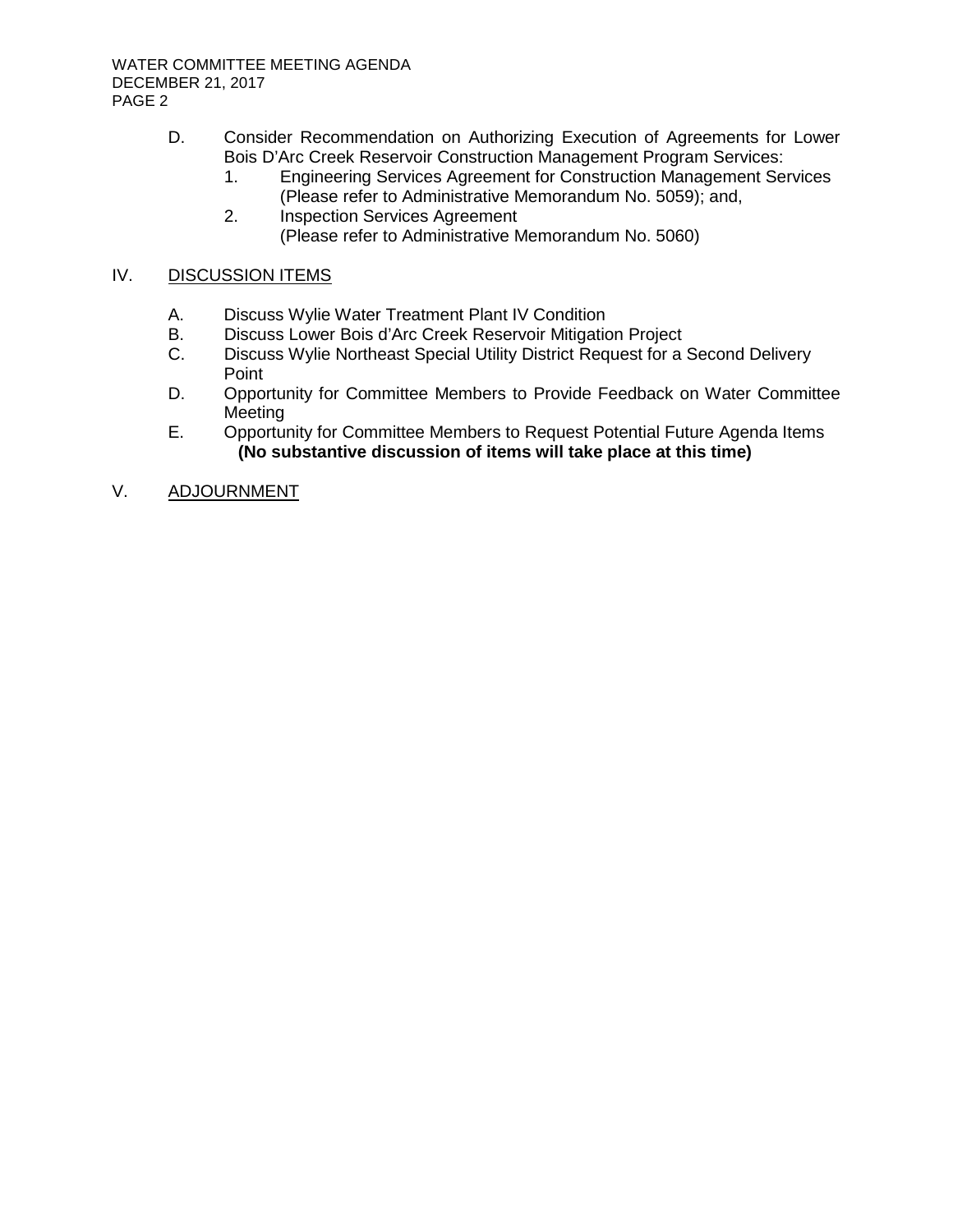D. Consider Recommendation on Authorizing Execution of Agreements for Lower Bois D'Arc Creek Reservoir Construction Management Program Services:
   1. Engineering Services Agreement for Construction Management Services (Please refer to Administrative Memorandum No. 5059); and,
   2. Inspection Services Agreement (Please refer to Administrative Memorandum No. 5060)

IV. <u>DISCUSSION ITEMS</u>

A. Discuss Wylie Water Treatment Plant IV Condition
B. Discuss Lower Bois d'Arc Creek Reservoir Mitigation Project
C. Discuss Wylie Northeast Special Utility District Request for a Second Delivery Point
D. Opportunity for Committee Members to Provide Feedback on Water Committee Meeting
E. Opportunity for Committee Members to Request Potential Future Agenda Items **(No substantive discussion of items will take place at this time)**

V. <u>ADJOURNMENT</u>